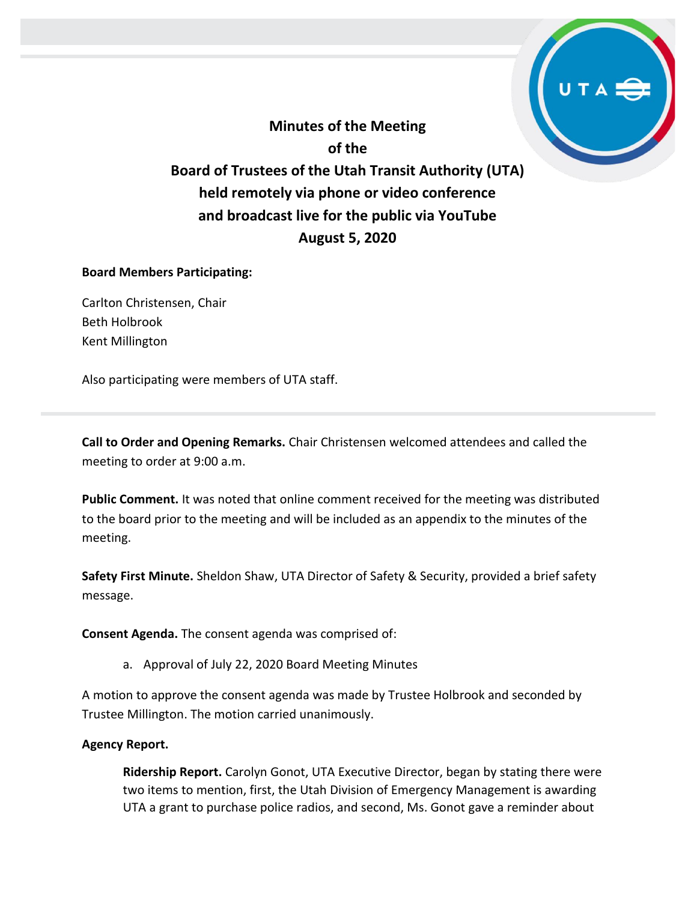# Minutes of the Meeting of the Board of Trustees of the Utah Transit Authority (UTA) held remotely via phone or video conference and broadcast live for the public via YouTube August 5, 2020

**Board Members Participating:**

Carlton Christensen, Chair
Beth Holbrook
Kent Millington

Also participating were members of UTA staff.

---

**Call to Order and Opening Remarks.** Chair Christensen welcomed attendees and called the meeting to order at 9:00 a.m.

**Public Comment.** It was noted that online comment received for the meeting was distributed to the board prior to the meeting and will be included as an appendix to the minutes of the meeting.

**Safety First Minute.** Sheldon Shaw, UTA Director of Safety & Security, provided a brief safety message.

**Consent Agenda.** The consent agenda was comprised of:

a. Approval of July 22, 2020 Board Meeting Minutes

A motion to approve the consent agenda was made by Trustee Holbrook and seconded by Trustee Millington. The motion carried unanimously.

**Agency Report.**

**Ridership Report.** Carolyn Gonot, UTA Executive Director, began by stating there were two items to mention, first, the Utah Division of Emergency Management is awarding UTA a grant to purchase police radios, and second, Ms. Gonot gave a reminder about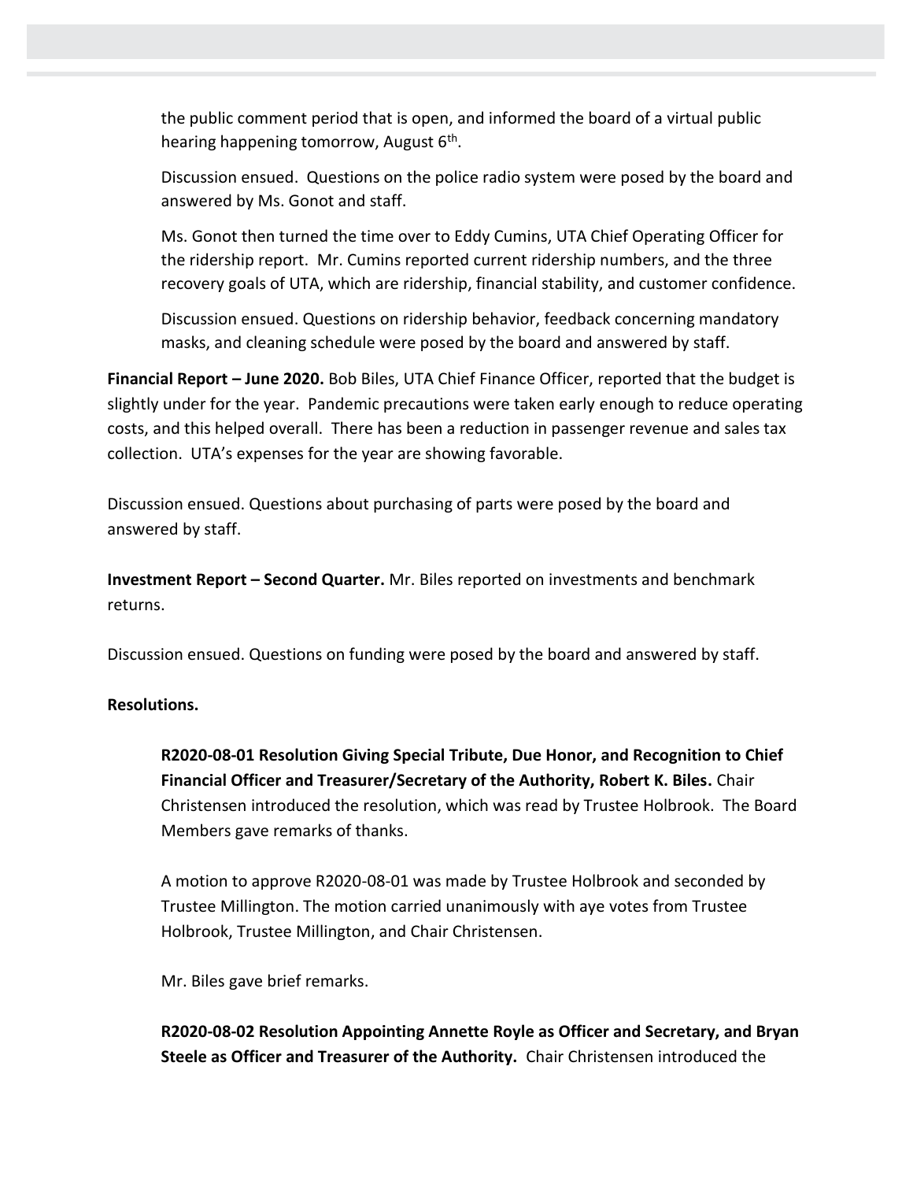the public comment period that is open, and informed the board of a virtual public hearing happening tomorrow, August 6th.

Discussion ensued. Questions on the police radio system were posed by the board and answered by Ms. Gonot and staff.

Ms. Gonot then turned the time over to Eddy Cumins, UTA Chief Operating Officer for the ridership report. Mr. Cumins reported current ridership numbers, and the three recovery goals of UTA, which are ridership, financial stability, and customer confidence.

Discussion ensued. Questions on ridership behavior, feedback concerning mandatory masks, and cleaning schedule were posed by the board and answered by staff.

**Financial Report – June 2020.** Bob Biles, UTA Chief Finance Officer, reported that the budget is slightly under for the year. Pandemic precautions were taken early enough to reduce operating costs, and this helped overall. There has been a reduction in passenger revenue and sales tax collection. UTA's expenses for the year are showing favorable.

Discussion ensued. Questions about purchasing of parts were posed by the board and answered by staff.

**Investment Report – Second Quarter.** Mr. Biles reported on investments and benchmark returns.

Discussion ensued. Questions on funding were posed by the board and answered by staff.

**Resolutions.**

**R2020-08-01 Resolution Giving Special Tribute, Due Honor, and Recognition to Chief Financial Officer and Treasurer/Secretary of the Authority, Robert K. Biles.** Chair Christensen introduced the resolution, which was read by Trustee Holbrook. The Board Members gave remarks of thanks.

A motion to approve R2020-08-01 was made by Trustee Holbrook and seconded by Trustee Millington. The motion carried unanimously with aye votes from Trustee Holbrook, Trustee Millington, and Chair Christensen.

Mr. Biles gave brief remarks.

**R2020-08-02 Resolution Appointing Annette Royle as Officer and Secretary, and Bryan Steele as Officer and Treasurer of the Authority.** Chair Christensen introduced the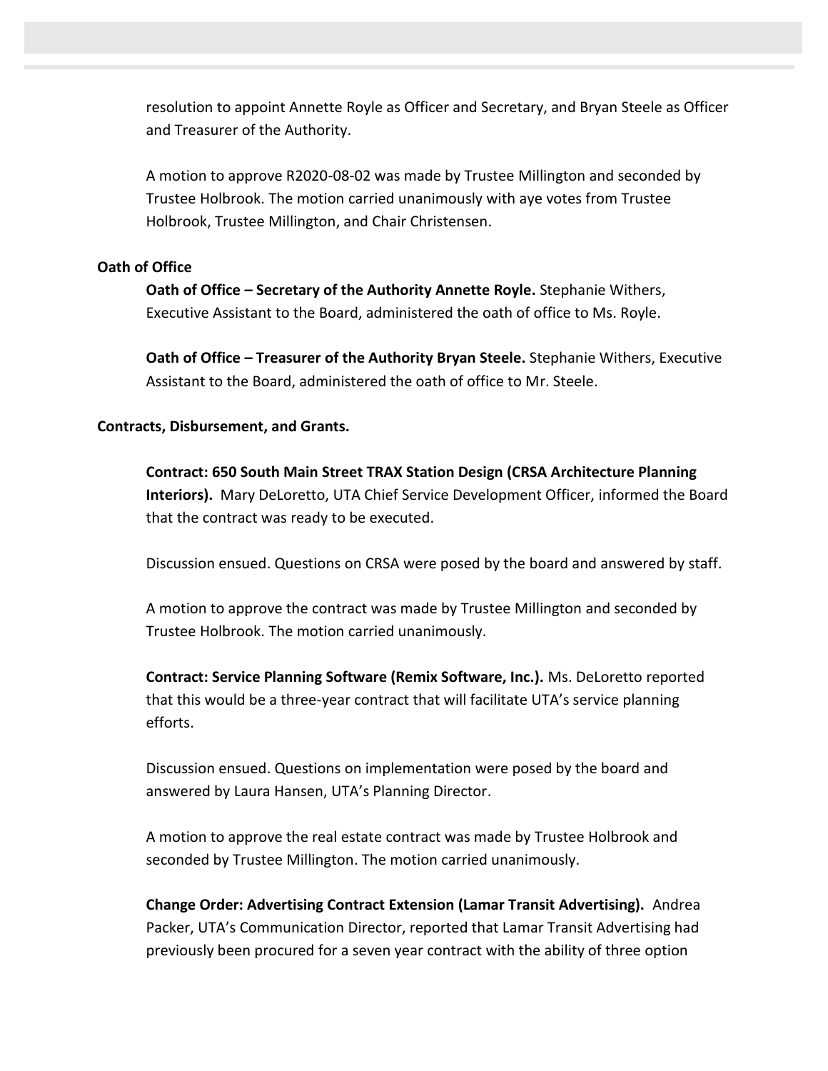resolution to appoint Annette Royle as Officer and Secretary, and Bryan Steele as Officer and Treasurer of the Authority.

A motion to approve R2020-08-02 was made by Trustee Millington and seconded by Trustee Holbrook. The motion carried unanimously with aye votes from Trustee Holbrook, Trustee Millington, and Chair Christensen.

**Oath of Office**

**Oath of Office – Secretary of the Authority Annette Royle.** Stephanie Withers, Executive Assistant to the Board, administered the oath of office to Ms. Royle.

**Oath of Office – Treasurer of the Authority Bryan Steele.** Stephanie Withers, Executive Assistant to the Board, administered the oath of office to Mr. Steele.

**Contracts, Disbursement, and Grants.**

**Contract: 650 South Main Street TRAX Station Design (CRSA Architecture Planning Interiors).** Mary DeLoretto, UTA Chief Service Development Officer, informed the Board that the contract was ready to be executed.

Discussion ensued. Questions on CRSA were posed by the board and answered by staff.

A motion to approve the contract was made by Trustee Millington and seconded by Trustee Holbrook. The motion carried unanimously.

**Contract: Service Planning Software (Remix Software, Inc.).** Ms. DeLoretto reported that this would be a three-year contract that will facilitate UTA's service planning efforts.

Discussion ensued. Questions on implementation were posed by the board and answered by Laura Hansen, UTA's Planning Director.

A motion to approve the real estate contract was made by Trustee Holbrook and seconded by Trustee Millington. The motion carried unanimously.

**Change Order: Advertising Contract Extension (Lamar Transit Advertising).** Andrea Packer, UTA's Communication Director, reported that Lamar Transit Advertising had previously been procured for a seven year contract with the ability of three option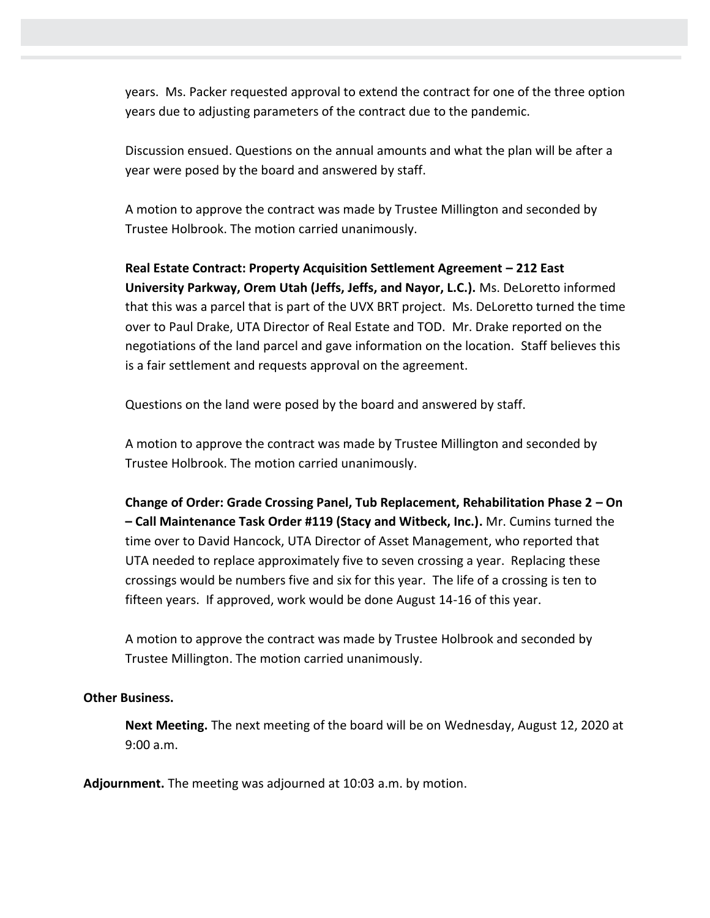years. Ms. Packer requested approval to extend the contract for one of the three option years due to adjusting parameters of the contract due to the pandemic.

Discussion ensued. Questions on the annual amounts and what the plan will be after a year were posed by the board and answered by staff.

A motion to approve the contract was made by Trustee Millington and seconded by Trustee Holbrook. The motion carried unanimously.

**Real Estate Contract: Property Acquisition Settlement Agreement – 212 East University Parkway, Orem Utah (Jeffs, Jeffs, and Nayor, L.C.).** Ms. DeLoretto informed that this was a parcel that is part of the UVX BRT project. Ms. DeLoretto turned the time over to Paul Drake, UTA Director of Real Estate and TOD. Mr. Drake reported on the negotiations of the land parcel and gave information on the location. Staff believes this is a fair settlement and requests approval on the agreement.

Questions on the land were posed by the board and answered by staff.

A motion to approve the contract was made by Trustee Millington and seconded by Trustee Holbrook. The motion carried unanimously.

**Change of Order: Grade Crossing Panel, Tub Replacement, Rehabilitation Phase 2 – On – Call Maintenance Task Order #119 (Stacy and Witbeck, Inc.).** Mr. Cumins turned the time over to David Hancock, UTA Director of Asset Management, who reported that UTA needed to replace approximately five to seven crossing a year. Replacing these crossings would be numbers five and six for this year. The life of a crossing is ten to fifteen years. If approved, work would be done August 14-16 of this year.

A motion to approve the contract was made by Trustee Holbrook and seconded by Trustee Millington. The motion carried unanimously.

**Other Business.**

**Next Meeting.** The next meeting of the board will be on Wednesday, August 12, 2020 at 9:00 a.m.

**Adjournment.** The meeting was adjourned at 10:03 a.m. by motion.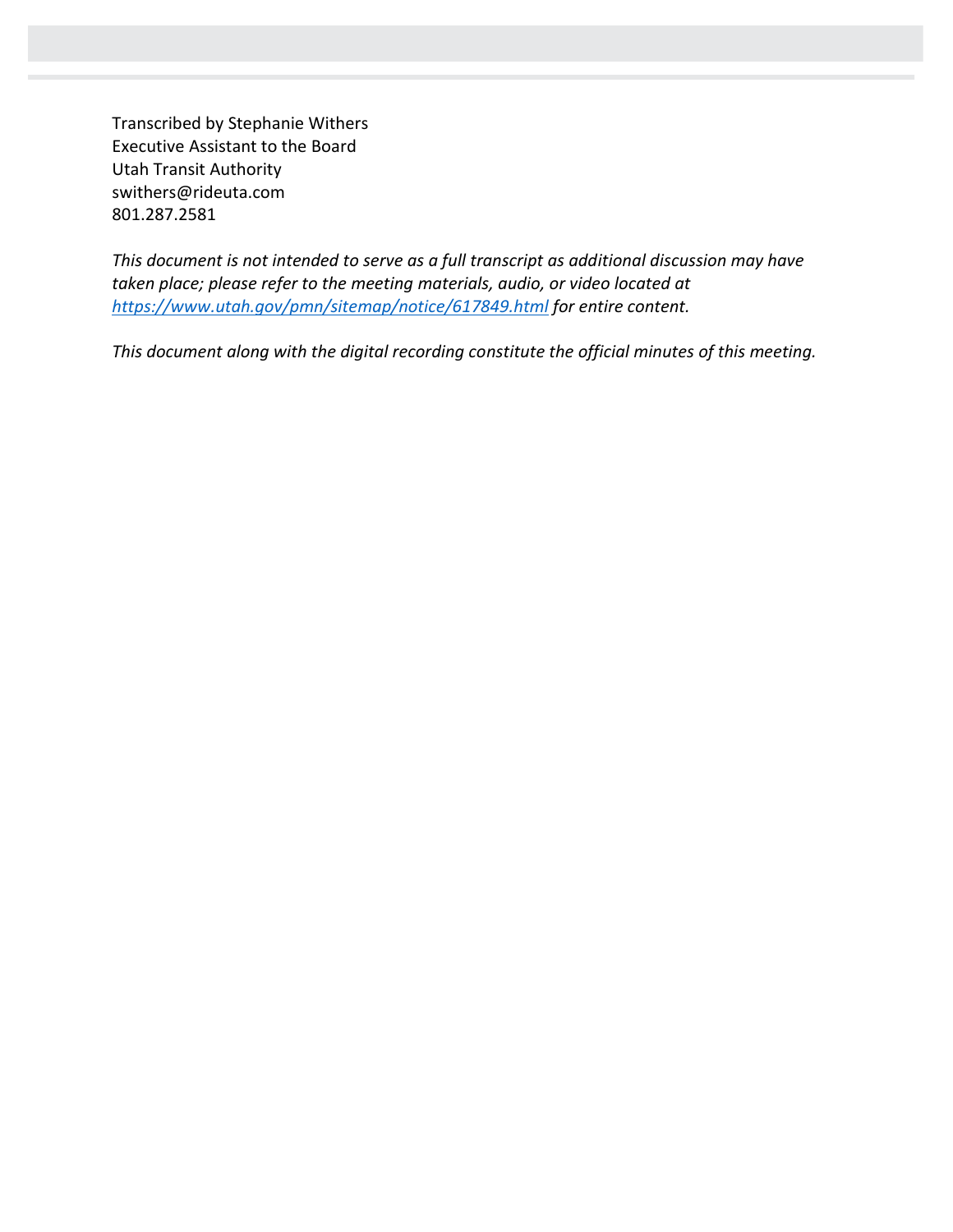Transcribed by Stephanie Withers
Executive Assistant to the Board
Utah Transit Authority
swithers@rideuta.com
801.287.2581

*This document is not intended to serve as a full transcript as additional discussion may have taken place; please refer to the meeting materials, audio, or video located at [https://www.utah.gov/pmn/sitemap/notice/617849.html](https://www.utah.gov/pmn/sitemap/notice/617849.html) for entire content.*

*This document along with the digital recording constitute the official minutes of this meeting.*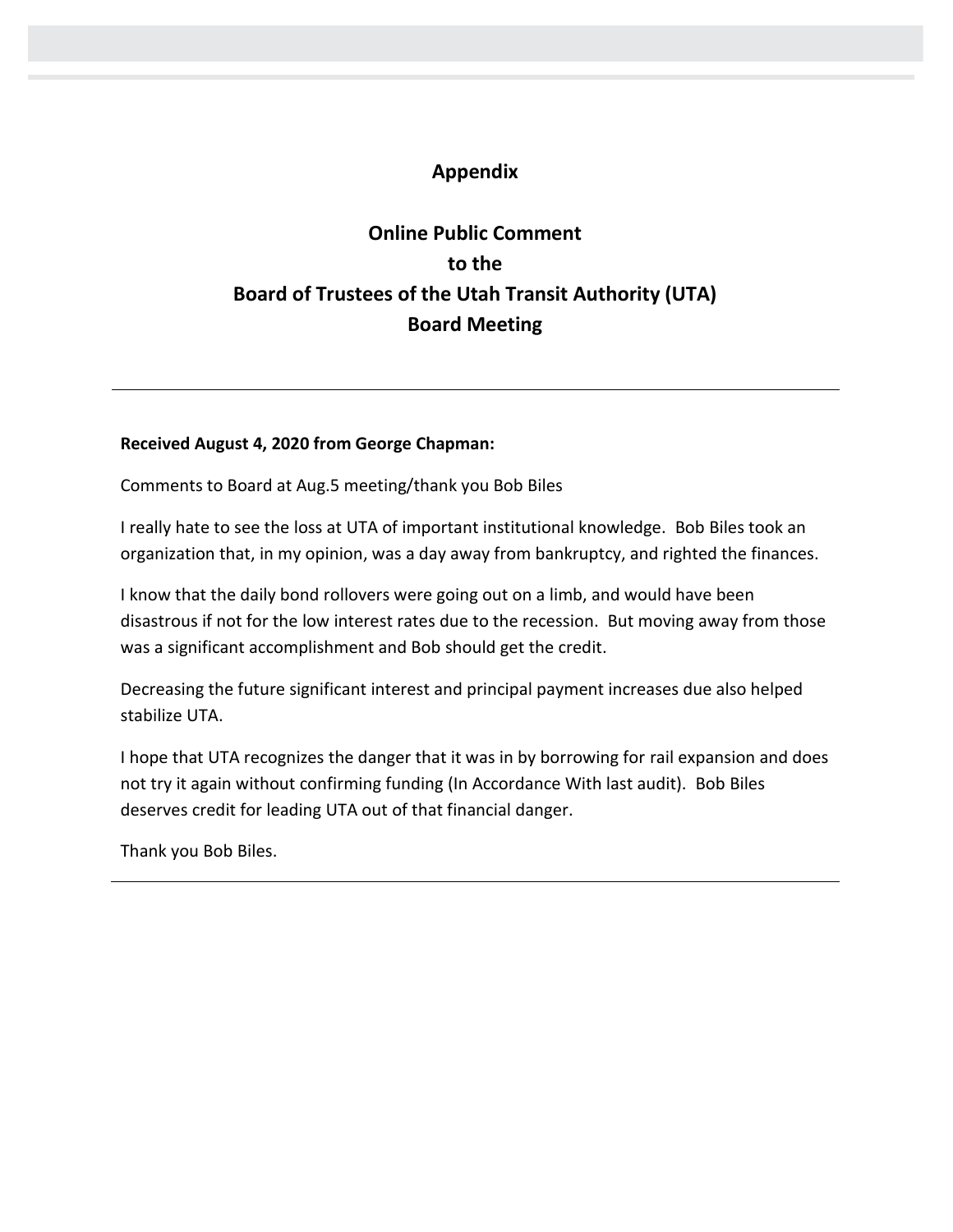# Appendix

## Online Public Comment
## to the
## Board of Trustees of the Utah Transit Authority (UTA)
## Board Meeting

---

**Received August 4, 2020 from George Chapman:**

Comments to Board at Aug.5 meeting/thank you Bob Biles

I really hate to see the loss at UTA of important institutional knowledge. Bob Biles took an organization that, in my opinion, was a day away from bankruptcy, and righted the finances.

I know that the daily bond rollovers were going out on a limb, and would have been disastrous if not for the low interest rates due to the recession. But moving away from those was a significant accomplishment and Bob should get the credit.

Decreasing the future significant interest and principal payment increases due also helped stabilize UTA.

I hope that UTA recognizes the danger that it was in by borrowing for rail expansion and does not try it again without confirming funding (In Accordance With last audit). Bob Biles deserves credit for leading UTA out of that financial danger.

Thank you Bob Biles.

---